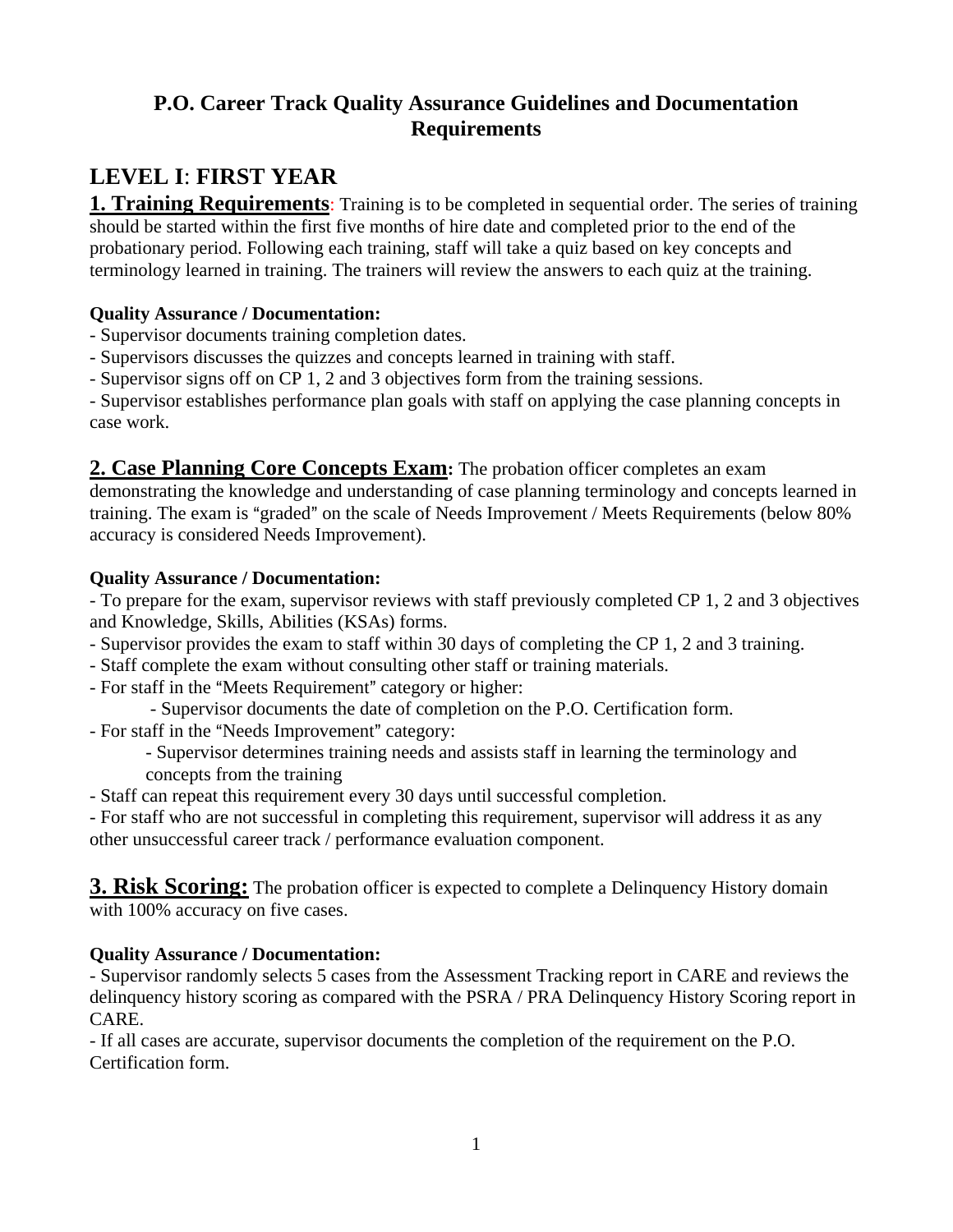# P.O. Career Track Quality Assurance Guidelines and Documentation Requirements

## LEVEL I: FIRST YEAR

### 1. Training Requirements: 

Training is to be completed in sequential order. The series of training should be started within the first five months of hire date and completed prior to the end of the probationary period. Following each training, staff will take a quiz based on key concepts and terminology learned in training. The trainers will review the answers to each quiz at the training.

**Quality Assurance / Documentation:**

- Supervisor documents training completion dates.
- Supervisors discusses the quizzes and concepts learned in training with staff.
- Supervisor signs off on CP 1, 2 and 3 objectives form from the training sessions.
- Supervisor establishes performance plan goals with staff on applying the case planning concepts in case work.

### 2. Case Planning Core Concepts Exam: 

The probation officer completes an exam demonstrating the knowledge and understanding of case planning terminology and concepts learned in training. The exam is "graded" on the scale of Needs Improvement / Meets Requirements (below 80% accuracy is considered Needs Improvement).

**Quality Assurance / Documentation:**

- To prepare for the exam, supervisor reviews with staff previously completed CP 1, 2 and 3 objectives and Knowledge, Skills, Abilities (KSAs) forms.
- Supervisor provides the exam to staff within 30 days of completing the CP 1, 2 and 3 training.
- Staff complete the exam without consulting other staff or training materials.
- For staff in the "Meets Requirement" category or higher:
  - Supervisor documents the date of completion on the P.O. Certification form.
- For staff in the "Needs Improvement" category:
  - Supervisor determines training needs and assists staff in learning the terminology and concepts from the training
- Staff can repeat this requirement every 30 days until successful completion.
- For staff who are not successful in completing this requirement, supervisor will address it as any other unsuccessful career track / performance evaluation component.

### 3. Risk Scoring: 

The probation officer is expected to complete a Delinquency History domain with 100% accuracy on five cases.

**Quality Assurance / Documentation:**

- Supervisor randomly selects 5 cases from the Assessment Tracking report in CARE and reviews the delinquency history scoring as compared with the PSRA / PRA Delinquency History Scoring report in CARE.
- If all cases are accurate, supervisor documents the completion of the requirement on the P.O. Certification form.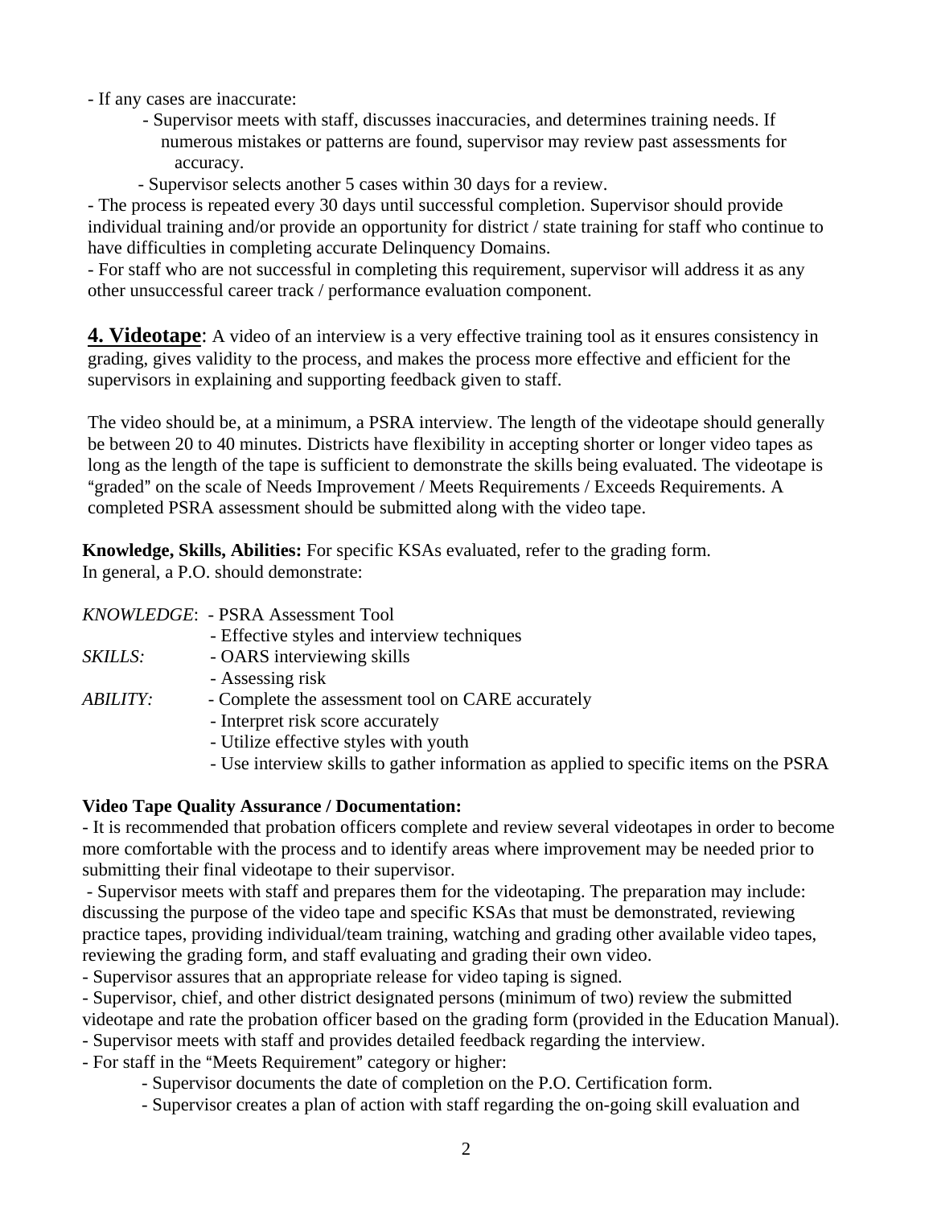- If any cases are inaccurate:
    - Supervisor meets with staff, discusses inaccuracies, and determines training needs. If numerous mistakes or patterns are found, supervisor may review past assessments for accuracy.
    - Supervisor selects another 5 cases within 30 days for a review.
- The process is repeated every 30 days until successful completion. Supervisor should provide individual training and/or provide an opportunity for district / state training for staff who continue to have difficulties in completing accurate Delinquency Domains.
- For staff who are not successful in completing this requirement, supervisor will address it as any other unsuccessful career track / performance evaluation component.

**4. Videotape**: A video of an interview is a very effective training tool as it ensures consistency in grading, gives validity to the process, and makes the process more effective and efficient for the supervisors in explaining and supporting feedback given to staff.

The video should be, at a minimum, a PSRA interview. The length of the videotape should generally be between 20 to 40 minutes. Districts have flexibility in accepting shorter or longer video tapes as long as the length of the tape is sufficient to demonstrate the skills being evaluated. The videotape is "graded" on the scale of Needs Improvement / Meets Requirements / Exceeds Requirements. A completed PSRA assessment should be submitted along with the video tape.

**Knowledge, Skills, Abilities:** For specific KSAs evaluated, refer to the grading form.
In general, a P.O. should demonstrate:

*KNOWLEDGE*:
- PSRA Assessment Tool
- Effective styles and interview techniques

*SKILLS:*
- OARS interviewing skills
- Assessing risk

*ABILITY:*
- Complete the assessment tool on CARE accurately
- Interpret risk score accurately
- Utilize effective styles with youth
- Use interview skills to gather information as applied to specific items on the PSRA

**Video Tape Quality Assurance / Documentation:**

- It is recommended that probation officers complete and review several videotapes in order to become more comfortable with the process and to identify areas where improvement may be needed prior to submitting their final videotape to their supervisor.
- Supervisor meets with staff and prepares them for the videotaping. The preparation may include: discussing the purpose of the video tape and specific KSAs that must be demonstrated, reviewing practice tapes, providing individual/team training, watching and grading other available video tapes, reviewing the grading form, and staff evaluating and grading their own video.
- Supervisor assures that an appropriate release for video taping is signed.
- Supervisor, chief, and other district designated persons (minimum of two) review the submitted videotape and rate the probation officer based on the grading form (provided in the Education Manual).
- Supervisor meets with staff and provides detailed feedback regarding the interview.
- For staff in the "Meets Requirement" category or higher:
    - Supervisor documents the date of completion on the P.O. Certification form.
    - Supervisor creates a plan of action with staff regarding the on-going skill evaluation and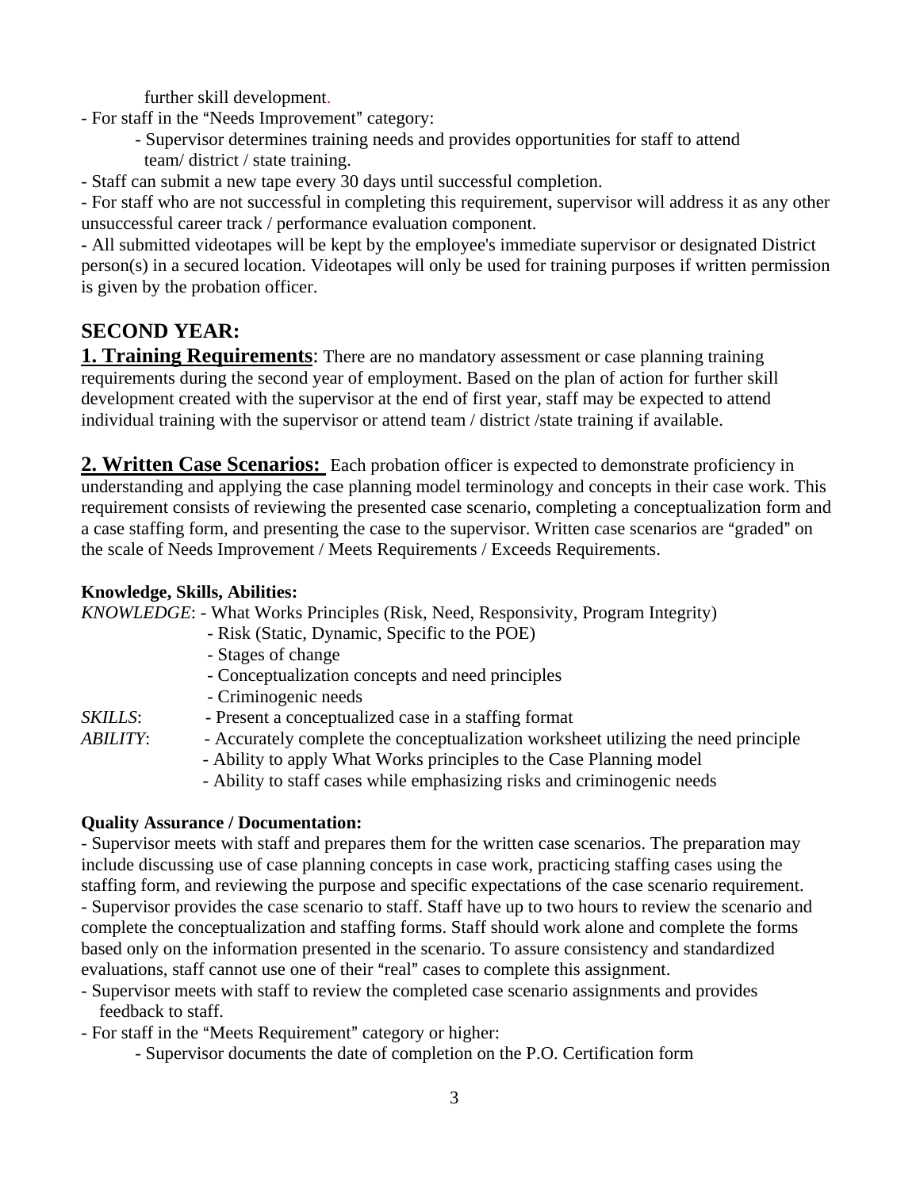further skill development.

- For staff in the "Needs Improvement" category:
  - Supervisor determines training needs and provides opportunities for staff to attend team/ district / state training.
- Staff can submit a new tape every 30 days until successful completion.
- For staff who are not successful in completing this requirement, supervisor will address it as any other unsuccessful career track / performance evaluation component.
- All submitted videotapes will be kept by the employee's immediate supervisor or designated District person(s) in a secured location. Videotapes will only be used for training purposes if written permission is given by the probation officer.

## SECOND YEAR:

**1. Training Requirements**: There are no mandatory assessment or case planning training requirements during the second year of employment. Based on the plan of action for further skill development created with the supervisor at the end of first year, staff may be expected to attend individual training with the supervisor or attend team / district /state training if available.

**2. Written Case Scenarios:** Each probation officer is expected to demonstrate proficiency in understanding and applying the case planning model terminology and concepts in their case work. This requirement consists of reviewing the presented case scenario, completing a conceptualization form and a case staffing form, and presenting the case to the supervisor. Written case scenarios are "graded" on the scale of Needs Improvement / Meets Requirements / Exceeds Requirements.

**Knowledge, Skills, Abilities:**

*KNOWLEDGE*:
- What Works Principles (Risk, Need, Responsivity, Program Integrity)
- Risk (Static, Dynamic, Specific to the POE)
- Stages of change
- Conceptualization concepts and need principles
- Criminogenic needs

*SKILLS*:
- Present a conceptualized case in a staffing format

*ABILITY*:
- Accurately complete the conceptualization worksheet utilizing the need principle
- Ability to apply What Works principles to the Case Planning model
- Ability to staff cases while emphasizing risks and criminogenic needs

**Quality Assurance / Documentation:**

- Supervisor meets with staff and prepares them for the written case scenarios. The preparation may include discussing use of case planning concepts in case work, practicing staffing cases using the staffing form, and reviewing the purpose and specific expectations of the case scenario requirement.
- Supervisor provides the case scenario to staff. Staff have up to two hours to review the scenario and complete the conceptualization and staffing forms. Staff should work alone and complete the forms based only on the information presented in the scenario. To assure consistency and standardized evaluations, staff cannot use one of their "real" cases to complete this assignment.
- Supervisor meets with staff to review the completed case scenario assignments and provides feedback to staff.
- For staff in the "Meets Requirement" category or higher:
  - Supervisor documents the date of completion on the P.O. Certification form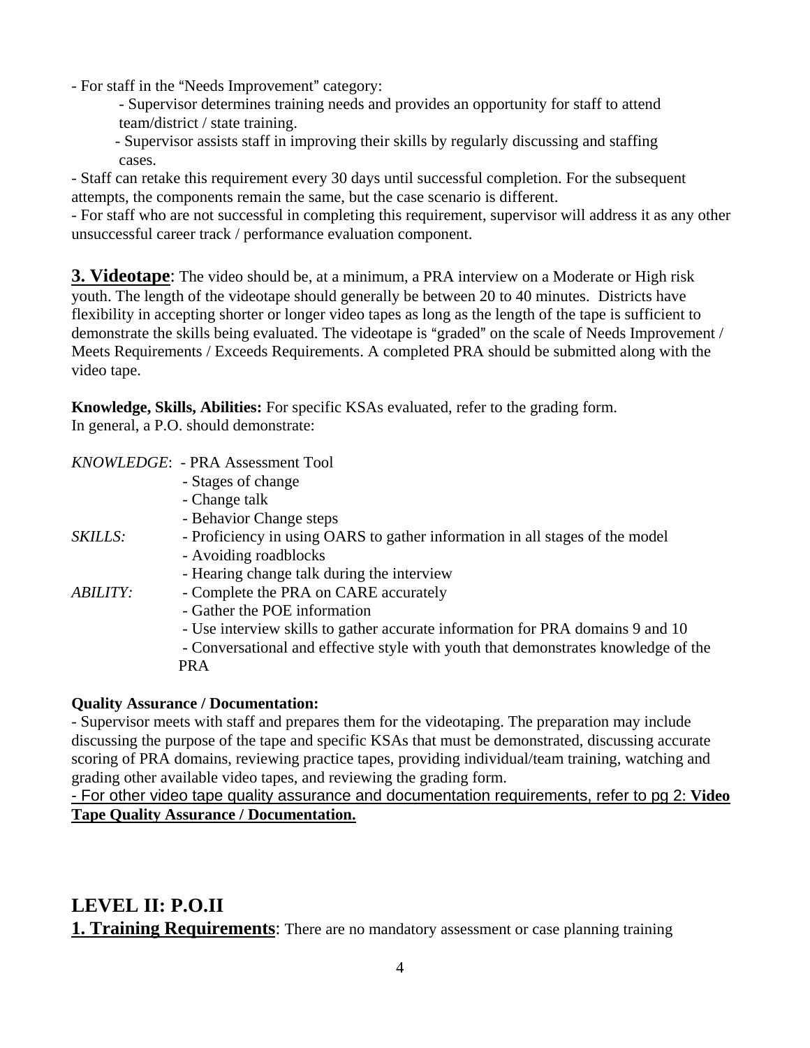- For staff in the "Needs Improvement" category:
    - Supervisor determines training needs and provides an opportunity for staff to attend team/district / state training.
    - Supervisor assists staff in improving their skills by regularly discussing and staffing cases.
- Staff can retake this requirement every 30 days until successful completion. For the subsequent attempts, the components remain the same, but the case scenario is different.
- For staff who are not successful in completing this requirement, supervisor will address it as any other unsuccessful career track / performance evaluation component.

**3. Videotape**: The video should be, at a minimum, a PRA interview on a Moderate or High risk youth. The length of the videotape should generally be between 20 to 40 minutes. Districts have flexibility in accepting shorter or longer video tapes as long as the length of the tape is sufficient to demonstrate the skills being evaluated. The videotape is "graded" on the scale of Needs Improvement / Meets Requirements / Exceeds Requirements. A completed PRA should be submitted along with the video tape.

**Knowledge, Skills, Abilities:** For specific KSAs evaluated, refer to the grading form.
In general, a P.O. should demonstrate:

*KNOWLEDGE*:
- PRA Assessment Tool
- Stages of change
- Change talk
- Behavior Change steps

*SKILLS:*
- Proficiency in using OARS to gather information in all stages of the model
- Avoiding roadblocks
- Hearing change talk during the interview

*ABILITY:*
- Complete the PRA on CARE accurately
- Gather the POE information
- Use interview skills to gather accurate information for PRA domains 9 and 10
- Conversational and effective style with youth that demonstrates knowledge of the PRA

**Quality Assurance / Documentation:**
- Supervisor meets with staff and prepares them for the videotaping. The preparation may include discussing the purpose of the tape and specific KSAs that must be demonstrated, discussing accurate scoring of PRA domains, reviewing practice tapes, providing individual/team training, watching and grading other available video tapes, and reviewing the grading form.
- For other video tape quality assurance and documentation requirements, refer to pg 2: **Video Tape Quality Assurance / Documentation.**

## LEVEL II: P.O.II

**1. Training Requirements**: There are no mandatory assessment or case planning training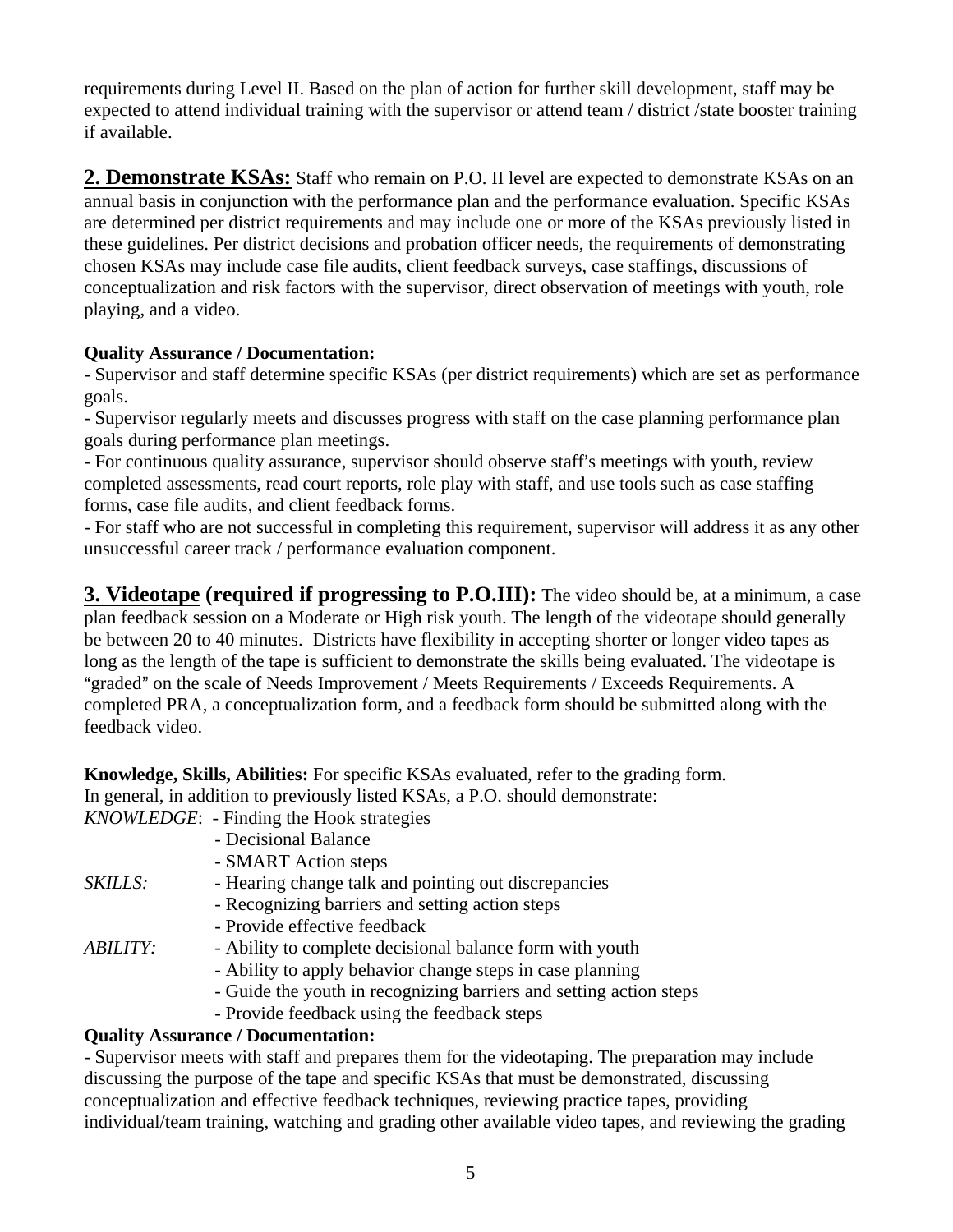requirements during Level II. Based on the plan of action for further skill development, staff may be expected to attend individual training with the supervisor or attend team / district /state booster training if available.

**2. Demonstrate KSAs:** Staff who remain on P.O. II level are expected to demonstrate KSAs on an annual basis in conjunction with the performance plan and the performance evaluation. Specific KSAs are determined per district requirements and may include one or more of the KSAs previously listed in these guidelines. Per district decisions and probation officer needs, the requirements of demonstrating chosen KSAs may include case file audits, client feedback surveys, case staffings, discussions of conceptualization and risk factors with the supervisor, direct observation of meetings with youth, role playing, and a video.

**Quality Assurance / Documentation:**

- Supervisor and staff determine specific KSAs (per district requirements) which are set as performance goals.
- Supervisor regularly meets and discusses progress with staff on the case planning performance plan goals during performance plan meetings.
- For continuous quality assurance, supervisor should observe staff's meetings with youth, review completed assessments, read court reports, role play with staff, and use tools such as case staffing forms, case file audits, and client feedback forms.
- For staff who are not successful in completing this requirement, supervisor will address it as any other unsuccessful career track / performance evaluation component.

**3. Videotape (required if progressing to P.O.III):** The video should be, at a minimum, a case plan feedback session on a Moderate or High risk youth. The length of the videotape should generally be between 20 to 40 minutes. Districts have flexibility in accepting shorter or longer video tapes as long as the length of the tape is sufficient to demonstrate the skills being evaluated. The videotape is "graded" on the scale of Needs Improvement / Meets Requirements / Exceeds Requirements. A completed PRA, a conceptualization form, and a feedback form should be submitted along with the feedback video.

**Knowledge, Skills, Abilities:** For specific KSAs evaluated, refer to the grading form.
In general, in addition to previously listed KSAs, a P.O. should demonstrate:

*KNOWLEDGE*:
- Finding the Hook strategies
- Decisional Balance
- SMART Action steps

*SKILLS:*
- Hearing change talk and pointing out discrepancies
- Recognizing barriers and setting action steps
- Provide effective feedback

*ABILITY:*
- Ability to complete decisional balance form with youth
- Ability to apply behavior change steps in case planning
- Guide the youth in recognizing barriers and setting action steps
- Provide feedback using the feedback steps

**Quality Assurance / Documentation:**

- Supervisor meets with staff and prepares them for the videotaping. The preparation may include discussing the purpose of the tape and specific KSAs that must be demonstrated, discussing conceptualization and effective feedback techniques, reviewing practice tapes, providing individual/team training, watching and grading other available video tapes, and reviewing the grading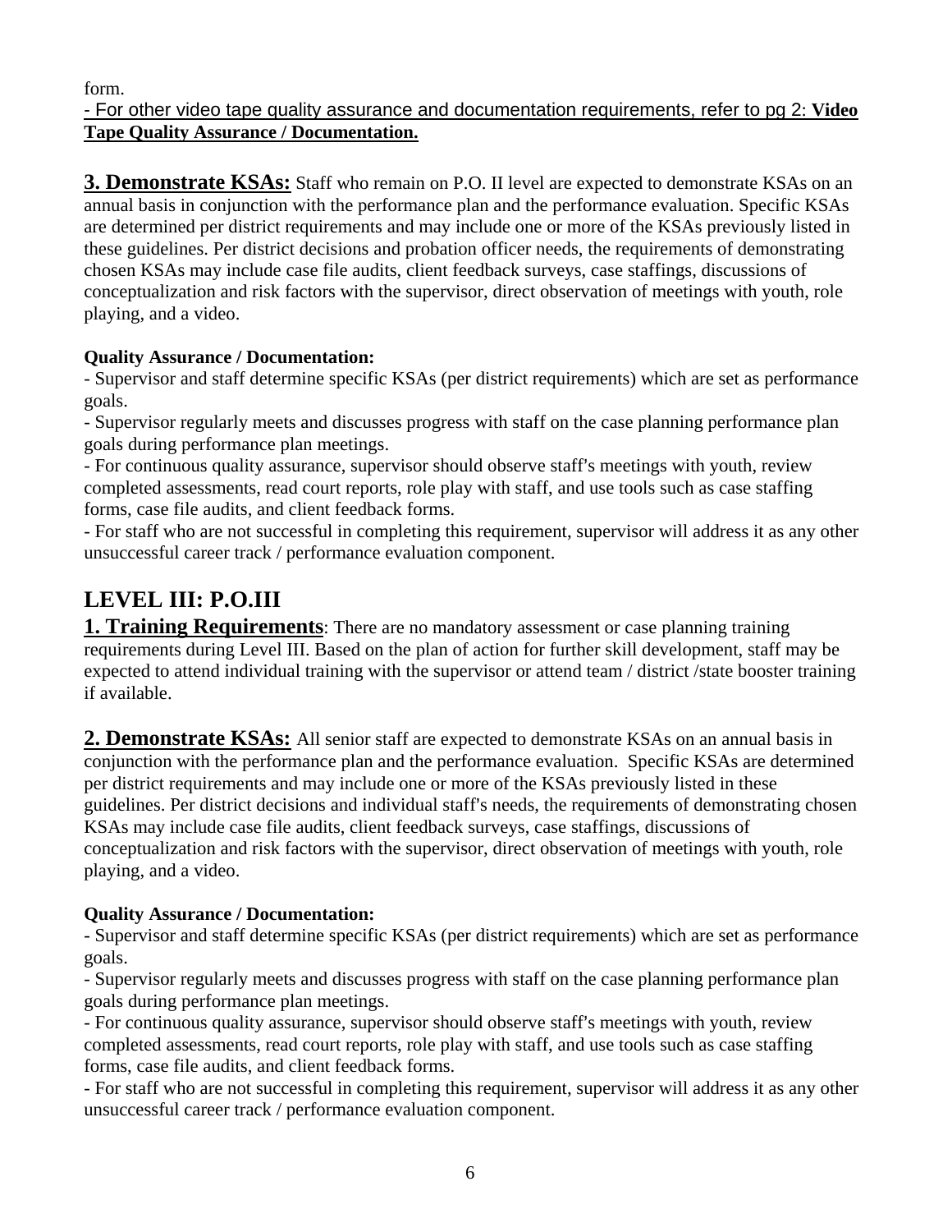form.

- For other video tape quality assurance and documentation requirements, refer to pg 2: **Video Tape Quality Assurance / Documentation.**

**3. Demonstrate KSAs:** Staff who remain on P.O. II level are expected to demonstrate KSAs on an annual basis in conjunction with the performance plan and the performance evaluation. Specific KSAs are determined per district requirements and may include one or more of the KSAs previously listed in these guidelines. Per district decisions and probation officer needs, the requirements of demonstrating chosen KSAs may include case file audits, client feedback surveys, case staffings, discussions of conceptualization and risk factors with the supervisor, direct observation of meetings with youth, role playing, and a video.

**Quality Assurance / Documentation:**

- Supervisor and staff determine specific KSAs (per district requirements) which are set as performance goals.
- Supervisor regularly meets and discusses progress with staff on the case planning performance plan goals during performance plan meetings.
- For continuous quality assurance, supervisor should observe staff's meetings with youth, review completed assessments, read court reports, role play with staff, and use tools such as case staffing forms, case file audits, and client feedback forms.
- For staff who are not successful in completing this requirement, supervisor will address it as any other unsuccessful career track / performance evaluation component.

## LEVEL III: P.O.III

**1. Training Requirements**: There are no mandatory assessment or case planning training requirements during Level III. Based on the plan of action for further skill development, staff may be expected to attend individual training with the supervisor or attend team / district /state booster training if available.

**2. Demonstrate KSAs:** All senior staff are expected to demonstrate KSAs on an annual basis in conjunction with the performance plan and the performance evaluation. Specific KSAs are determined per district requirements and may include one or more of the KSAs previously listed in these guidelines. Per district decisions and individual staff's needs, the requirements of demonstrating chosen KSAs may include case file audits, client feedback surveys, case staffings, discussions of conceptualization and risk factors with the supervisor, direct observation of meetings with youth, role playing, and a video.

**Quality Assurance / Documentation:**

- Supervisor and staff determine specific KSAs (per district requirements) which are set as performance goals.
- Supervisor regularly meets and discusses progress with staff on the case planning performance plan goals during performance plan meetings.
- For continuous quality assurance, supervisor should observe staff's meetings with youth, review completed assessments, read court reports, role play with staff, and use tools such as case staffing forms, case file audits, and client feedback forms.
- For staff who are not successful in completing this requirement, supervisor will address it as any other unsuccessful career track / performance evaluation component.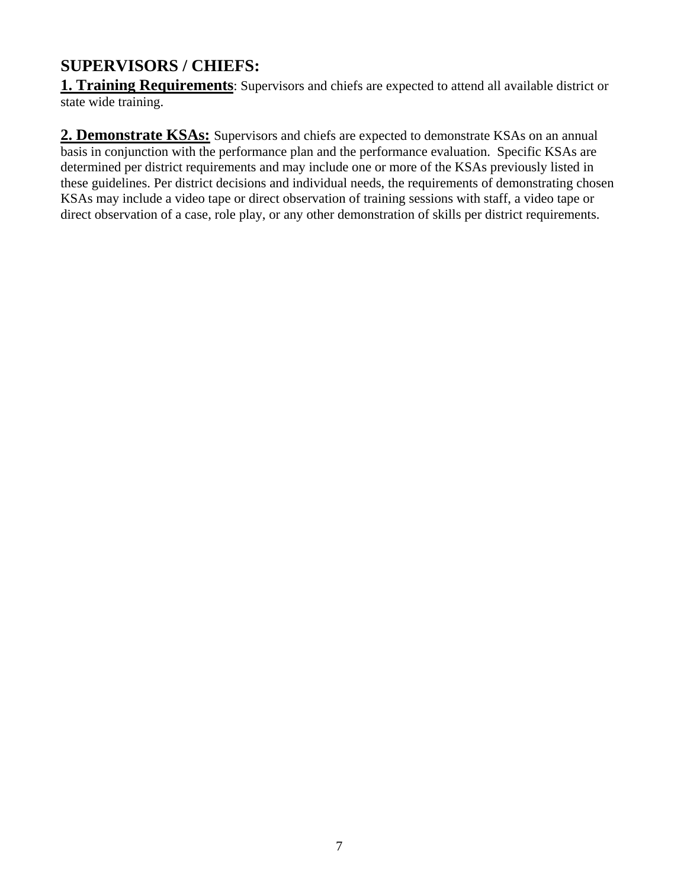## SUPERVISORS / CHIEFS:

**1. Training Requirements**: Supervisors and chiefs are expected to attend all available district or state wide training.

**2. Demonstrate KSAs:** Supervisors and chiefs are expected to demonstrate KSAs on an annual basis in conjunction with the performance plan and the performance evaluation. Specific KSAs are determined per district requirements and may include one or more of the KSAs previously listed in these guidelines. Per district decisions and individual needs, the requirements of demonstrating chosen KSAs may include a video tape or direct observation of training sessions with staff, a video tape or direct observation of a case, role play, or any other demonstration of skills per district requirements.